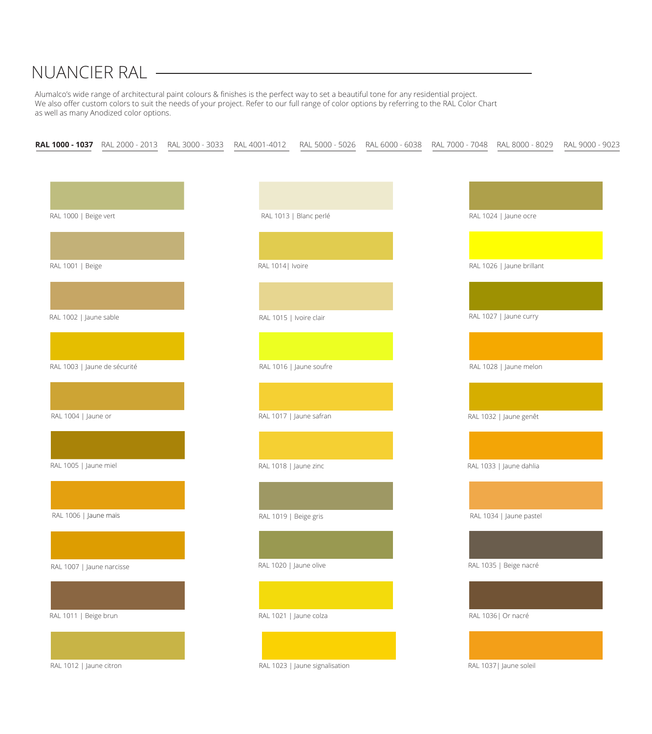# NUANCIER RAL

Alumalco's wide range of architectural paint colours & finishes is the perfect way to set a beautiful tone for any residential project. We also offer custom colors to suit the needs of your project. Refer to our full range of color options by referring to the RAL Color Chart as well as many Anodized color options.

**RAL 1000 - 1037** RAL 2000 - 2013 RAL 3000 - 3033 RAL 4001-4012 RAL 5000 - 5026 RAL 6000 - 6038 RAL 7000 - 7048 RAL 8000 - 8029 RAL 9000 - 9023

RAL 1000 | Beige vert

RAL 1001 | Beige

RAL 1002 | Jaune sable

RAL 1003 | Jaune de sécurité

RAL 1004 | Jaune or

RAL 1005 | Jaune miel

RAL 1006 | Jaune maïs

RAL 1007 | Jaune narcisse

RAL 1011 | Beige brun

RAL 1012 | Jaune citron

RAL 1013 | Blanc perlé

RAL 1014| Ivoire

RAL 1015 | Ivoire clair

RAL 1016 | Jaune soufre

RAL 1017 | Jaune safran

RAL 1018 | Jaune zinc

RAL 1019 | Beige gris

RAL 1020 | Jaune olive

RAL 1021 | Jaune colza

RAL 1023 | Jaune signalisation

RAL 1024 | Jaune ocre

RAL 1026 | Jaune brillant

RAL 1027 | Jaune curry

RAL 1028 | Jaune melon

RAL 1032 | Jaune genêt

RAL 1033 | Jaune dahlia

RAL 1034 | Jaune pastel

RAL 1035 | Beige nacré

RAL 1036| Or nacré

RAL 1037| Jaune soleil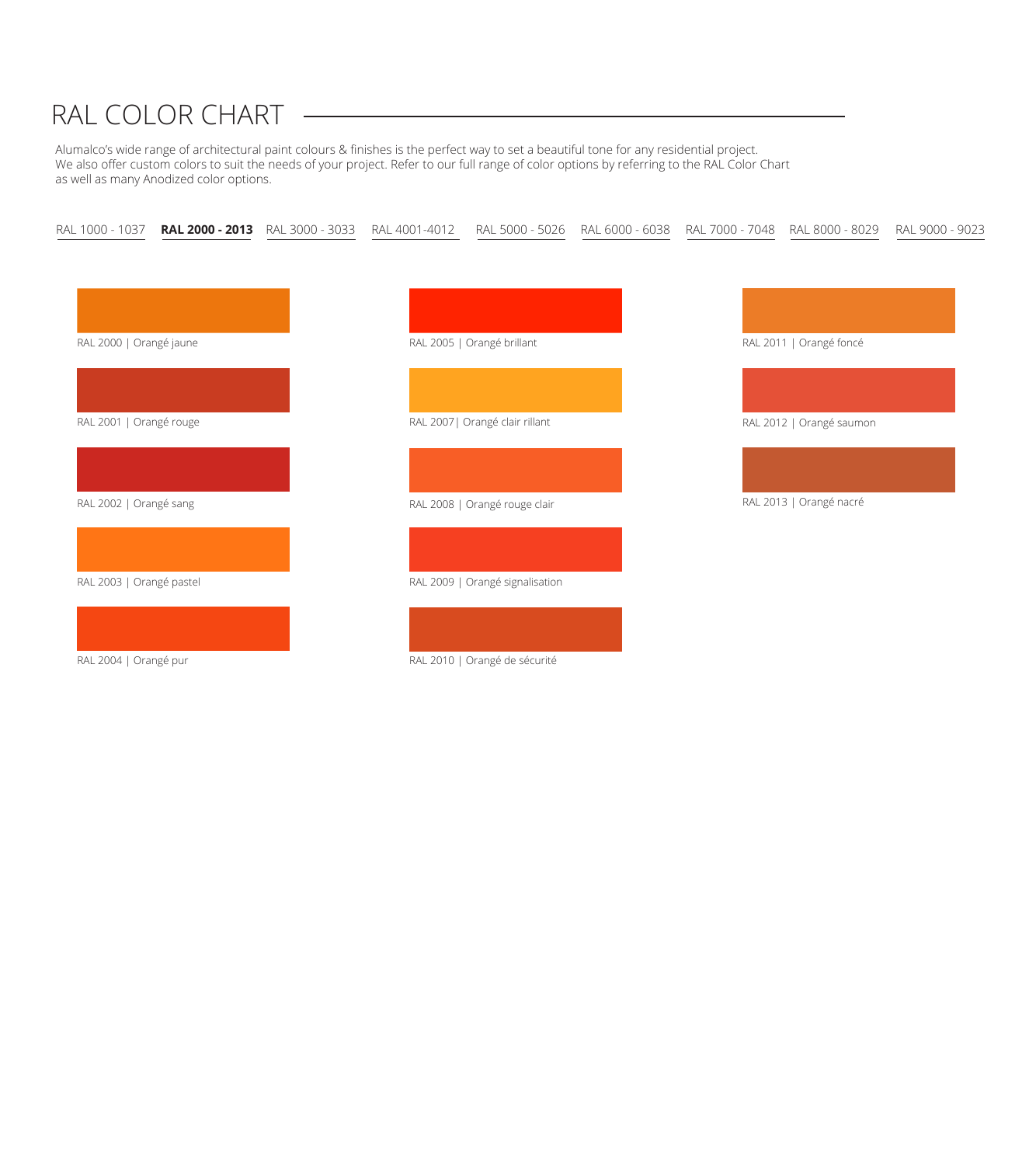# RAL COLOR CHART

Alumalco's wide range of architectural paint colours & finishes is the perfect way to set a beautiful tone for any residential project. We also offer custom colors to suit the needs of your project. Refer to our full range of color options by referring to the RAL Color Chart as well as many Anodized color options.

RAL 1000 - 1037 | **RAL 2000 - 2013** | RAL 3000 - 3033 | RAL 4001-4012 | RAL 5000 - 5026 | RAL 6000 - 6038 | RAL 7000 - 7048 | RAL 8000 - 8029 | RAL 9000 - 9023

RAL 2000 | Orangé jaune

RAL 2001 | Orangé rouge

RAL 2002 | Orangé sang

RAL 2003 | Orangé pastel

RAL 2004 | Orangé pur

RAL 2005 | Orangé brillant

RAL 2007| Orangé clair rillant

RAL 2008 | Orangé rouge clair

RAL 2009 | Orangé signalisation

RAL 2010 | Orangé de sécurité

RAL 2011 | Orangé foncé

RAL 2012 | Orangé saumon

RAL 2013 | Orangé nacré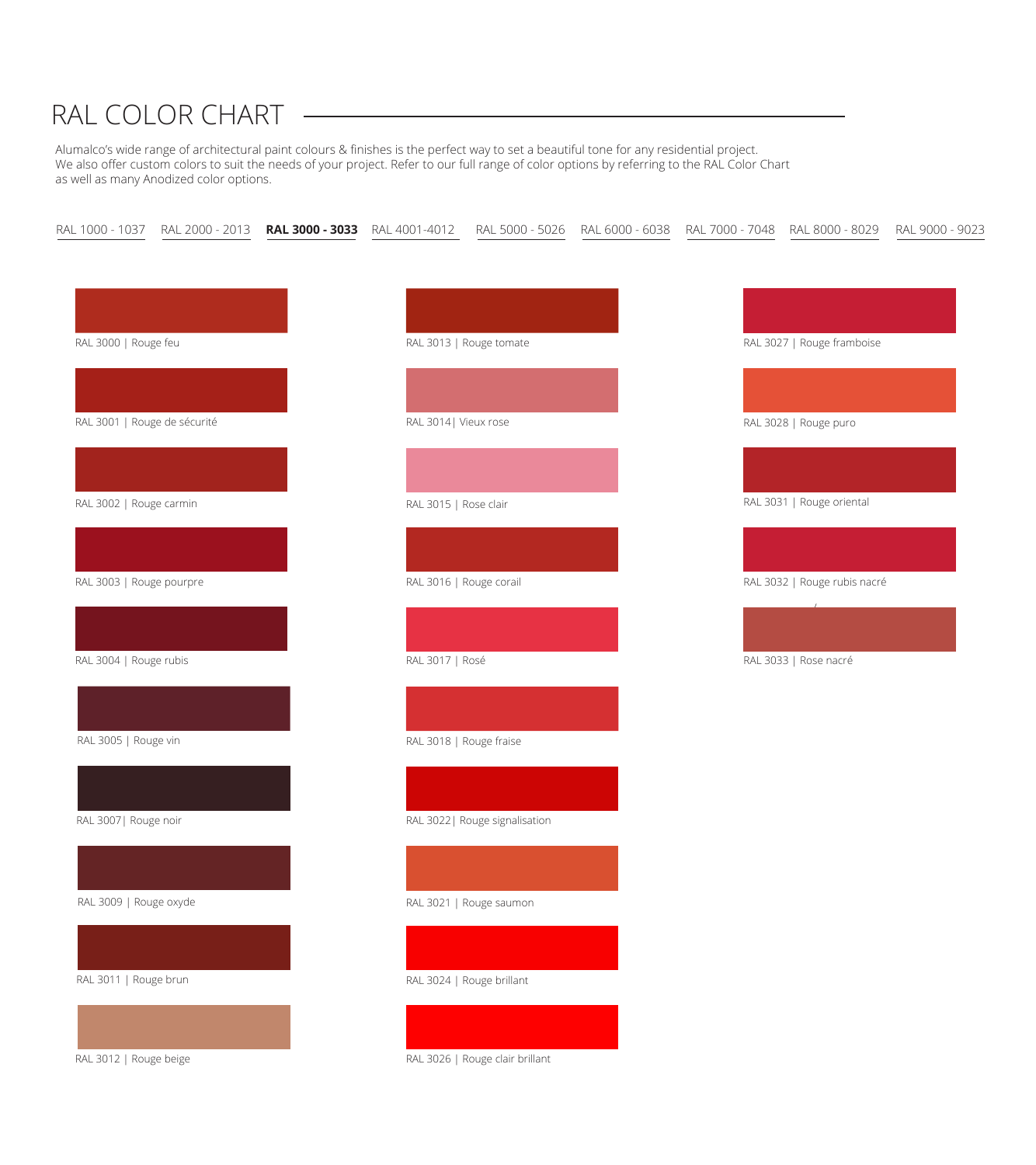# RAL COLOR CHART

Alumalco's wide range of architectural paint colours & finishes is the perfect way to set a beautiful tone for any residential project. We also offer custom colors to suit the needs of your project. Refer to our full range of color options by referring to the RAL Color Chart as well as many Anodized color options.

RAL 1000 - 1037 | RAL 2000 - 2013 | **RAL 3000 - 3033** | RAL 4001-4012 | RAL 5000 - 5026 | RAL 6000 - 6038 | RAL 7000 - 7048 | RAL 8000 - 8029 | RAL 9000 - 9023

RAL 3000 | Rouge feu

RAL 3001 | Rouge de sécurité

RAL 3002 | Rouge carmin

RAL 3003 | Rouge pourpre

RAL 3004 | Rouge rubis

RAL 3005 | Rouge vin

RAL 3007| Rouge noir

RAL 3009 | Rouge oxyde

RAL 3011 | Rouge brun

RAL 3012 | Rouge beige

RAL 3013 | Rouge tomate

RAL 3014| Vieux rose

RAL 3015 | Rose clair

RAL 3016 | Rouge corail

RAL 3017 | Rosé

RAL 3018 | Rouge fraise

RAL 3022| Rouge signalisation

RAL 3021 | Rouge saumon

RAL 3024 | Rouge brillant

RAL 3026 | Rouge clair brillant

RAL 3027 | Rouge framboise

RAL 3028 | Rouge puro

RAL 3031 | Rouge oriental

RAL 3032 | Rouge rubis nacré

RAL 3033 | Rose nacré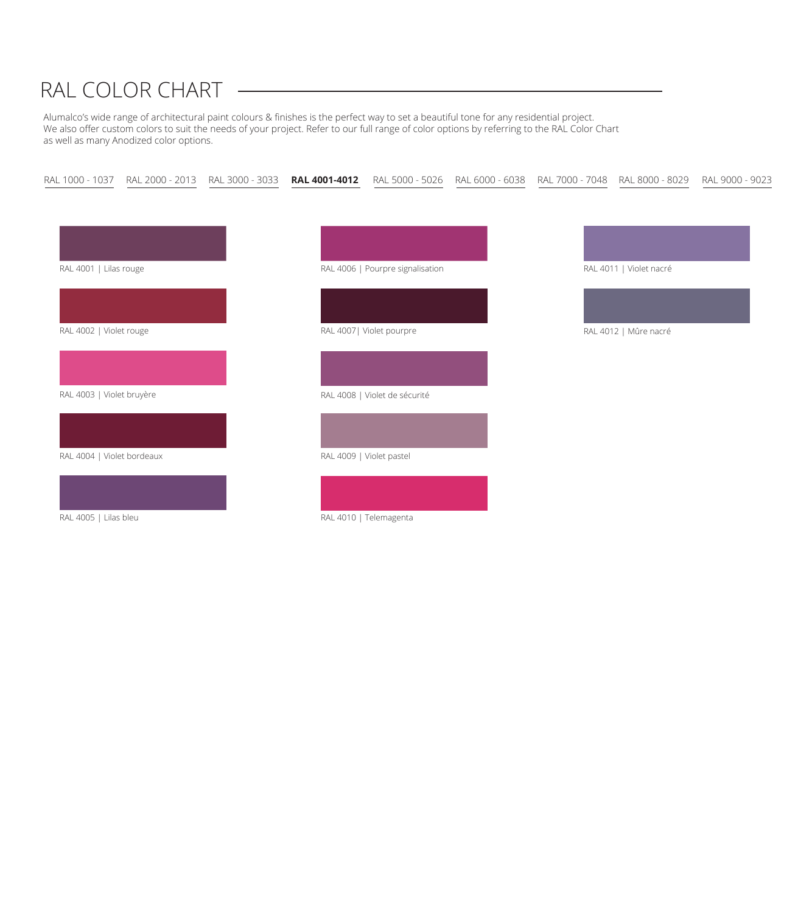# RAL COLOR CHART

Alumalco's wide range of architectural paint colours & finishes is the perfect way to set a beautiful tone for any residential project. We also offer custom colors to suit the needs of your project. Refer to our full range of color options by referring to the RAL Color Chart as well as many Anodized color options.

RAL 1000 - 1037 | RAL 2000 - 2013 | RAL 3000 - 3033 | **RAL 4001-4012** | RAL 5000 - 5026 | RAL 6000 - 6038 | RAL 7000 - 7048 | RAL 8000 - 8029 | RAL 9000 - 9023

RAL 4001 | Lilas rouge

RAL 4002 | Violet rouge

RAL 4003 | Violet bruyère

RAL 4004 | Violet bordeaux

RAL 4005 | Lilas bleu

RAL 4006 | Pourpre signalisation

RAL 4007| Violet pourpre

RAL 4008 | Violet de sécurité

RAL 4009 | Violet pastel

RAL 4010 | Telemagenta

RAL 4011 | Violet nacré

RAL 4012 | Mûre nacré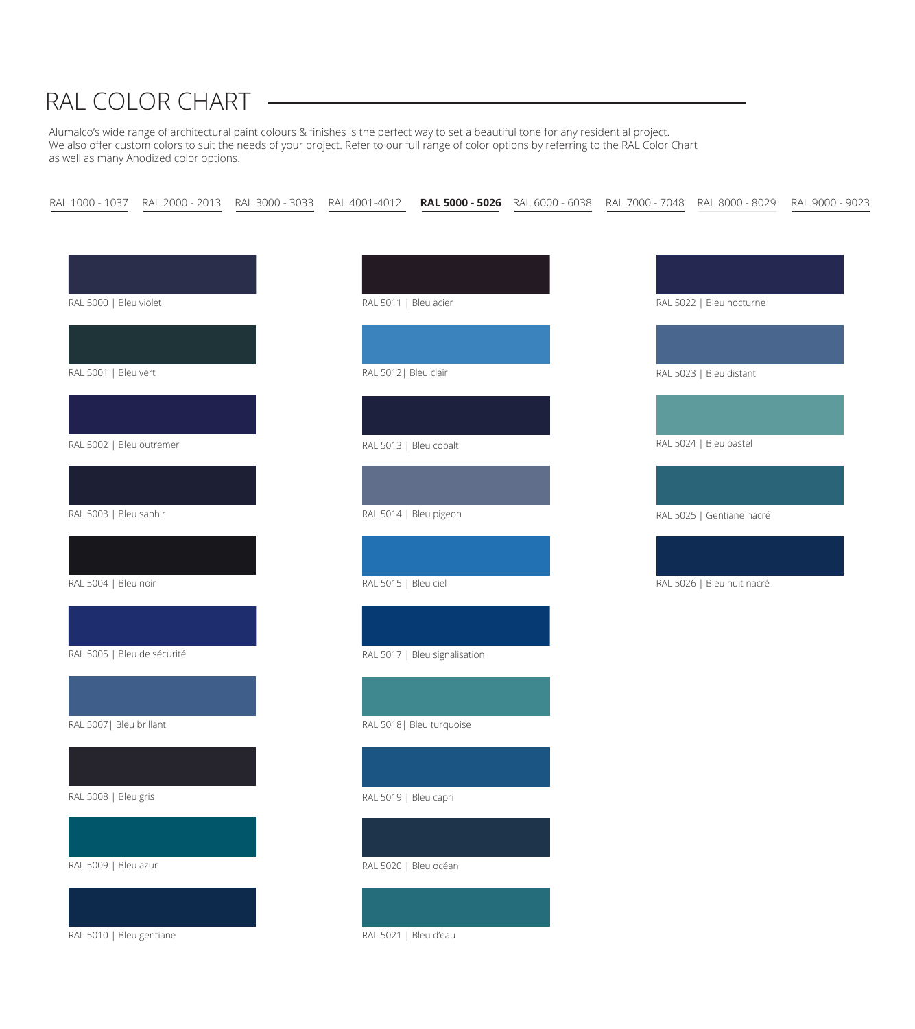# RAL COLOR CHART

Alumalco's wide range of architectural paint colours & finishes is the perfect way to set a beautiful tone for any residential project. We also offer custom colors to suit the needs of your project. Refer to our full range of color options by referring to the RAL Color Chart as well as many Anodized color options.

RAL 1000 - 1037 | RAL 2000 - 2013 | RAL 3000 - 3033 | RAL 4001-4012 | **RAL 5000 - 5026** | RAL 6000 - 6038 | RAL 7000 - 7048 | RAL 8000 - 8029 | RAL 9000 - 9023

RAL 5000 | Bleu violet

RAL 5001 | Bleu vert

RAL 5002 | Bleu outremer

RAL 5003 | Bleu saphir

RAL 5004 | Bleu noir

RAL 5005 | Bleu de sécurité

RAL 5007| Bleu brillant

RAL 5008 | Bleu gris

RAL 5009 | Bleu azur

RAL 5010 | Bleu gentiane

RAL 5011 | Bleu acier

RAL 5012| Bleu clair

RAL 5013 | Bleu cobalt

RAL 5014 | Bleu pigeon

RAL 5015 | Bleu ciel

RAL 5017 | Bleu signalisation

RAL 5018| Bleu turquoise

RAL 5019 | Bleu capri

RAL 5020 | Bleu océan

RAL 5021 | Bleu d'eau

RAL 5022 | Bleu nocturne

RAL 5023 | Bleu distant

RAL 5024 | Bleu pastel

RAL 5025 | Gentiane nacré

RAL 5026 | Bleu nuit nacré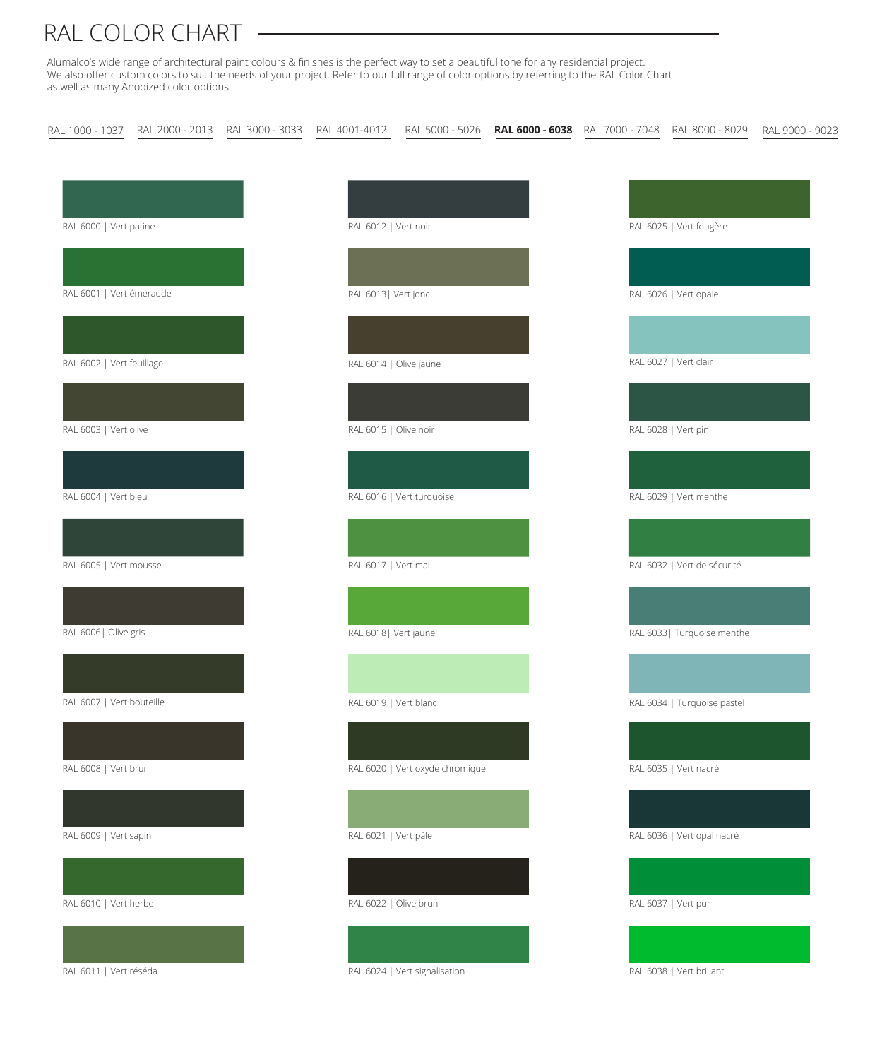# RAL COLOR CHART

Alumalco's wide range of architectural paint colours & finishes is the perfect way to set a beautiful tone for any residential project. We also offer custom colors to suit the needs of your project. Refer to our full range of color options by referring to the RAL Color Chart as well as many Anodized color options.

RAL 1000 - 1037 | RAL 2000 - 2013 | RAL 3000 - 3033 | RAL 4001-4012 | RAL 5000 - 5026 | **RAL 6000 - 6038** | RAL 7000 - 7048 | RAL 8000 - 8029 | RAL 9000 - 9023

RAL 6000 | Vert patine

RAL 6001 | Vert émeraude

RAL 6002 | Vert feuillage

RAL 6003 | Vert olive

RAL 6004 | Vert bleu

RAL 6005 | Vert mousse

RAL 6006| Olive gris

RAL 6007 | Vert bouteille

RAL 6008 | Vert brun

RAL 6009 | Vert sapin

RAL 6010 | Vert herbe

RAL 6011 | Vert réséda

RAL 6012 | Vert noir

RAL 6013| Vert jonc

RAL 6014 | Olive jaune

RAL 6015 | Olive noir

RAL 6016 | Vert turquoise

RAL 6017 | Vert mai

RAL 6018| Vert jaune

RAL 6019 | Vert blanc

RAL 6020 | Vert oxyde chromique

RAL 6021 | Vert pâle

RAL 6022 | Olive brun

RAL 6024 | Vert signalisation

RAL 6025 | Vert fougère

RAL 6026 | Vert opale

RAL 6027 | Vert clair

RAL 6028 | Vert pin

RAL 6029 | Vert menthe

RAL 6032 | Vert de sécurité

RAL 6033| Turquoise menthe

RAL 6034 | Turquoise pastel

RAL 6035 | Vert nacré

RAL 6036 | Vert opal nacré

RAL 6037 | Vert pur

RAL 6038 | Vert brillant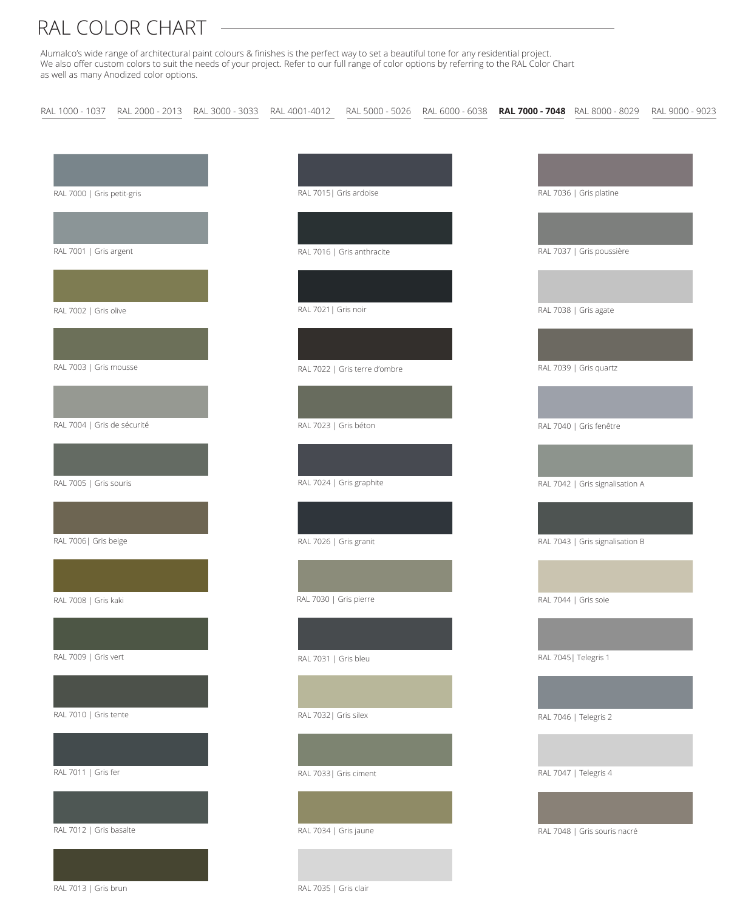# RAL COLOR CHART

Alumalco's wide range of architectural paint colours & finishes is the perfect way to set a beautiful tone for any residential project. We also offer custom colors to suit the needs of your project. Refer to our full range of color options by referring to the RAL Color Chart as well as many Anodized color options.

RAL 1000 - 1037 | RAL 2000 - 2013 | RAL 3000 - 3033 | RAL 4001-4012 | RAL 5000 - 5026 | RAL 6000 - 6038 | **RAL 7000 - 7048** | RAL 8000 - 8029 | RAL 9000 - 9023

RAL 7000 | Gris petit-gris

RAL 7001 | Gris argent

RAL 7002 | Gris olive

RAL 7003 | Gris mousse

RAL 7004 | Gris de sécurité

RAL 7005 | Gris souris

RAL 7006| Gris beige

RAL 7008 | Gris kaki

RAL 7009 | Gris vert

RAL 7010 | Gris tente

RAL 7011 | Gris fer

RAL 7012 | Gris basalte

RAL 7013 | Gris brun

RAL 7015| Gris ardoise

RAL 7016 | Gris anthracite

RAL 7021| Gris noir

RAL 7022 | Gris terre d'ombre

RAL 7023 | Gris béton

RAL 7024 | Gris graphite

RAL 7026 | Gris granit

RAL 7030 | Gris pierre

RAL 7031 | Gris bleu

RAL 7032| Gris silex

RAL 7033| Gris ciment

RAL 7034 | Gris jaune

RAL 7035 | Gris clair

RAL 7036 | Gris platine

RAL 7037 | Gris poussière

RAL 7038 | Gris agate

RAL 7039 | Gris quartz

RAL 7040 | Gris fenêtre

RAL 7042 | Gris signalisation A

RAL 7043 | Gris signalisation B

RAL 7044 | Gris soie

RAL 7045| Telegris 1

RAL 7046 | Telegris 2

RAL 7047 | Telegris 4

RAL 7048 | Gris souris nacré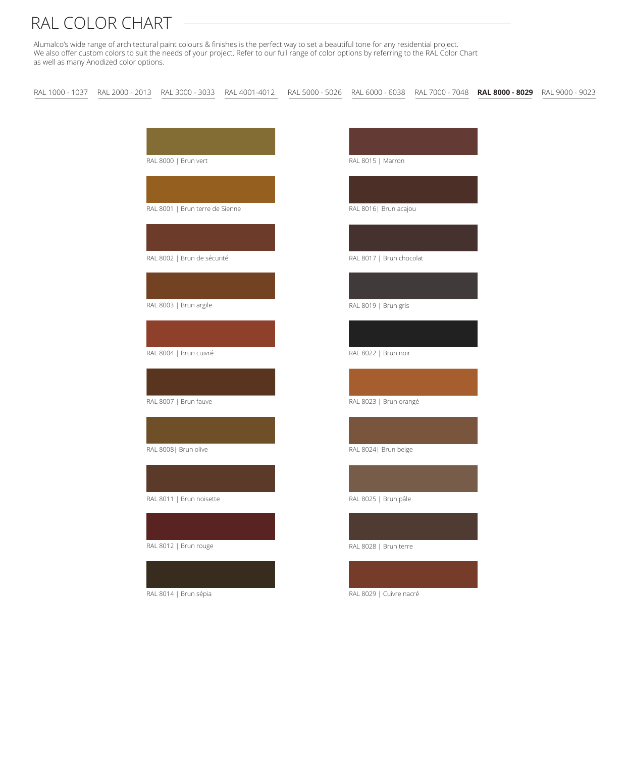# RAL COLOR CHART

Alumalco's wide range of architectural paint colours & finishes is the perfect way to set a beautiful tone for any residential project.
We also offer custom colors to suit the needs of your project. Refer to our full range of color options by referring to the RAL Color Chart as well as many Anodized color options.

RAL 1000 - 1037 | RAL 2000 - 2013 | RAL 3000 - 3033 | RAL 4001-4012 | RAL 5000 - 5026 | RAL 6000 - 6038 | RAL 7000 - 7048 | **RAL 8000 - 8029** | RAL 9000 - 9023

RAL 8000 | Brun vert

RAL 8001 | Brun terre de Sienne

RAL 8002 | Brun de sécurité

RAL 8003 | Brun argile

RAL 8004 | Brun cuivré

RAL 8007 | Brun fauve

RAL 8008| Brun olive

RAL 8011 | Brun noisette

RAL 8012 | Brun rouge

RAL 8014 | Brun sépia

RAL 8015 | Marron

RAL 8016| Brun acajou

RAL 8017 | Brun chocolat

RAL 8019 | Brun gris

RAL 8022 | Brun noir

RAL 8023 | Brun orangé

RAL 8024| Brun beige

RAL 8025 | Brun pâle

RAL 8028 | Brun terre

RAL 8029 | Cuivre nacré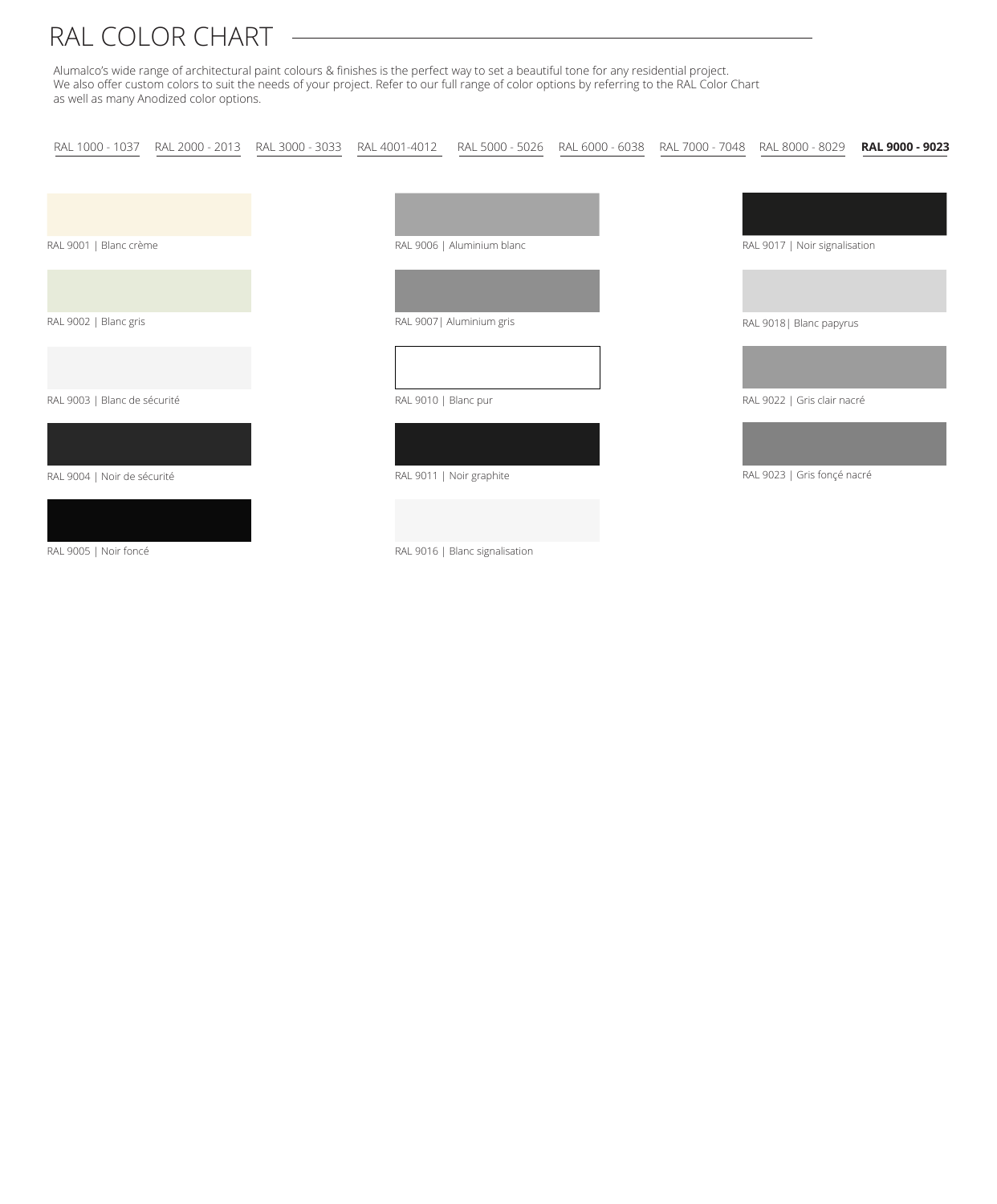# RAL COLOR CHART

Alumalco's wide range of architectural paint colours & finishes is the perfect way to set a beautiful tone for any residential project.
We also offer custom colors to suit the needs of your project. Refer to our full range of color options by referring to the RAL Color Chart as well as many Anodized color options.

RAL 1000 - 1037 RAL 2000 - 2013 RAL 3000 - 3033 RAL 4001-4012 RAL 5000 - 5026 RAL 6000 - 6038 RAL 7000 - 7048 RAL 8000 - 8029 **RAL 9000 - 9023**

RAL 9001 | Blanc crème

RAL 9002 | Blanc gris

RAL 9003 | Blanc de sécurité

RAL 9004 | Noir de sécurité

RAL 9005 | Noir foncé

RAL 9006 | Aluminium blanc

RAL 9007| Aluminium gris

RAL 9010 | Blanc pur

RAL 9011 | Noir graphite

RAL 9016 | Blanc signalisation

RAL 9017 | Noir signalisation

RAL 9018| Blanc papyrus

RAL 9022 | Gris clair nacré

RAL 9023 | Gris foncé nacré